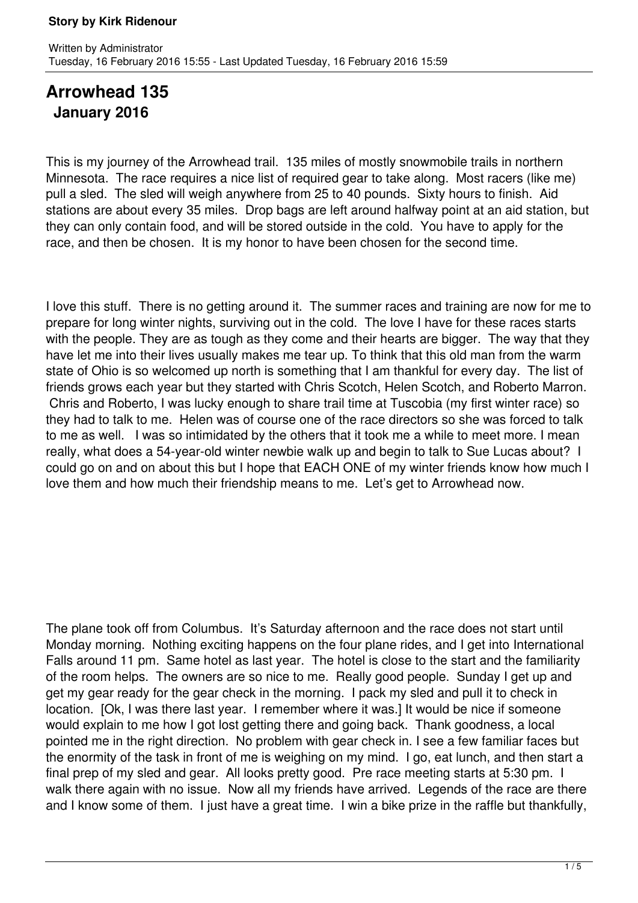**Story by Kirk Ridenour**

Written by Administrator
Tuesday, 16 February 2016 15:55 - Last Updated Tuesday, 16 February 2016 15:59

# Arrowhead 135

## January 2016

This is my journey of the Arrowhead trail. 135 miles of mostly snowmobile trails in northern Minnesota. The race requires a nice list of required gear to take along. Most racers (like me) pull a sled. The sled will weigh anywhere from 25 to 40 pounds. Sixty hours to finish. Aid stations are about every 35 miles. Drop bags are left around halfway point at an aid station, but they can only contain food, and will be stored outside in the cold. You have to apply for the race, and then be chosen. It is my honor to have been chosen for the second time.

I love this stuff. There is no getting around it. The summer races and training are now for me to prepare for long winter nights, surviving out in the cold. The love I have for these races starts with the people. They are as tough as they come and their hearts are bigger. The way that they have let me into their lives usually makes me tear up. To think that this old man from the warm state of Ohio is so welcomed up north is something that I am thankful for every day. The list of friends grows each year but they started with Chris Scotch, Helen Scotch, and Roberto Marron. Chris and Roberto, I was lucky enough to share trail time at Tuscobia (my first winter race) so they had to talk to me. Helen was of course one of the race directors so she was forced to talk to me as well. I was so intimidated by the others that it took me a while to meet more. I mean really, what does a 54-year-old winter newbie walk up and begin to talk to Sue Lucas about? I could go on and on about this but I hope that EACH ONE of my winter friends know how much I love them and how much their friendship means to me. Let's get to Arrowhead now.

The plane took off from Columbus. It's Saturday afternoon and the race does not start until Monday morning. Nothing exciting happens on the four plane rides, and I get into International Falls around 11 pm. Same hotel as last year. The hotel is close to the start and the familiarity of the room helps. The owners are so nice to me. Really good people. Sunday I get up and get my gear ready for the gear check in the morning. I pack my sled and pull it to check in location. [Ok, I was there last year. I remember where it was.] It would be nice if someone would explain to me how I got lost getting there and going back. Thank goodness, a local pointed me in the right direction. No problem with gear check in. I see a few familiar faces but the enormity of the task in front of me is weighing on my mind. I go, eat lunch, and then start a final prep of my sled and gear. All looks pretty good. Pre race meeting starts at 5:30 pm. I walk there again with no issue. Now all my friends have arrived. Legends of the race are there and I know some of them. I just have a great time. I win a bike prize in the raffle but thankfully,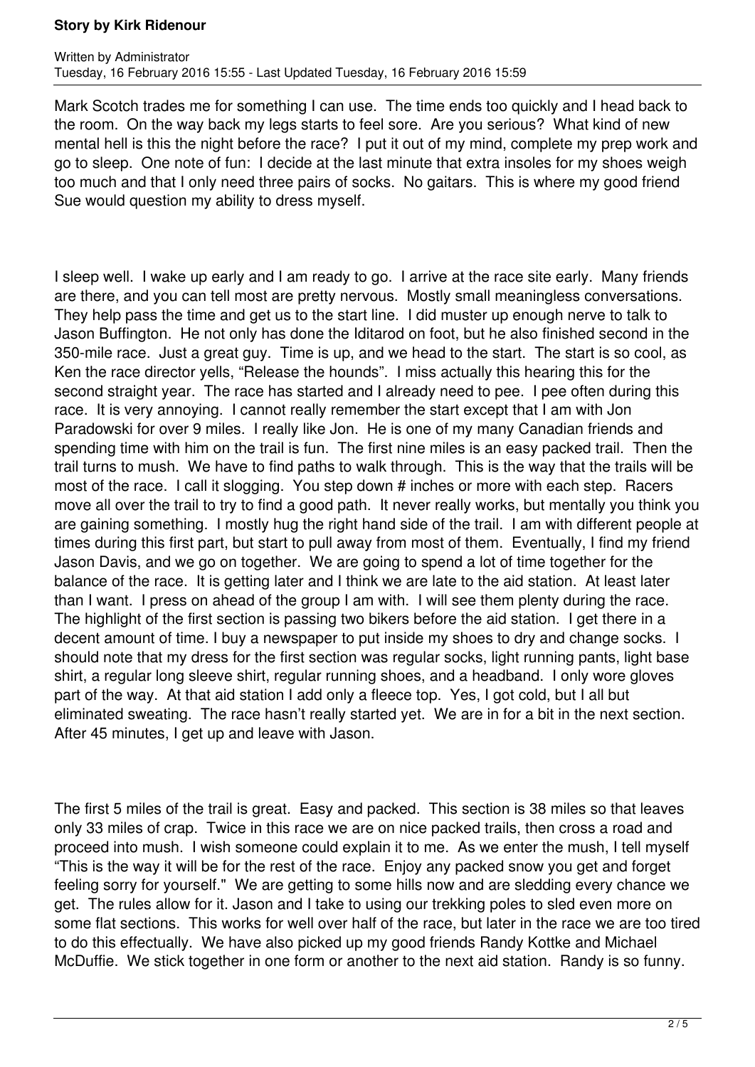Mark Scotch trades me for something I can use. The time ends too quickly and I head back to the room. On the way back my legs starts to feel sore. Are you serious? What kind of new mental hell is this the night before the race? I put it out of my mind, complete my prep work and go to sleep. One note of fun: I decide at the last minute that extra insoles for my shoes weigh too much and that I only need three pairs of socks. No gaitars. This is where my good friend Sue would question my ability to dress myself.

I sleep well. I wake up early and I am ready to go. I arrive at the race site early. Many friends are there, and you can tell most are pretty nervous. Mostly small meaningless conversations. They help pass the time and get us to the start line. I did muster up enough nerve to talk to Jason Buffington. He not only has done the Iditarod on foot, but he also finished second in the 350-mile race. Just a great guy. Time is up, and we head to the start. The start is so cool, as Ken the race director yells, "Release the hounds". I miss actually this hearing this for the second straight year. The race has started and I already need to pee. I pee often during this race. It is very annoying. I cannot really remember the start except that I am with Jon Paradowski for over 9 miles. I really like Jon. He is one of my many Canadian friends and spending time with him on the trail is fun. The first nine miles is an easy packed trail. Then the trail turns to mush. We have to find paths to walk through. This is the way that the trails will be most of the race. I call it slogging. You step down # inches or more with each step. Racers move all over the trail to try to find a good path. It never really works, but mentally you think you are gaining something. I mostly hug the right hand side of the trail. I am with different people at times during this first part, but start to pull away from most of them. Eventually, I find my friend Jason Davis, and we go on together. We are going to spend a lot of time together for the balance of the race. It is getting later and I think we are late to the aid station. At least later than I want. I press on ahead of the group I am with. I will see them plenty during the race. The highlight of the first section is passing two bikers before the aid station. I get there in a decent amount of time. I buy a newspaper to put inside my shoes to dry and change socks. I should note that my dress for the first section was regular socks, light running pants, light base shirt, a regular long sleeve shirt, regular running shoes, and a headband. I only wore gloves part of the way. At that aid station I add only a fleece top. Yes, I got cold, but I all but eliminated sweating. The race hasn't really started yet. We are in for a bit in the next section. After 45 minutes, I get up and leave with Jason.

The first 5 miles of the trail is great. Easy and packed. This section is 38 miles so that leaves only 33 miles of crap. Twice in this race we are on nice packed trails, then cross a road and proceed into mush. I wish someone could explain it to me. As we enter the mush, I tell myself "This is the way it will be for the rest of the race. Enjoy any packed snow you get and forget feeling sorry for yourself." We are getting to some hills now and are sledding every chance we get. The rules allow for it. Jason and I take to using our trekking poles to sled even more on some flat sections. This works for well over half of the race, but later in the race we are too tired to do this effectually. We have also picked up my good friends Randy Kottke and Michael McDuffie. We stick together in one form or another to the next aid station. Randy is so funny.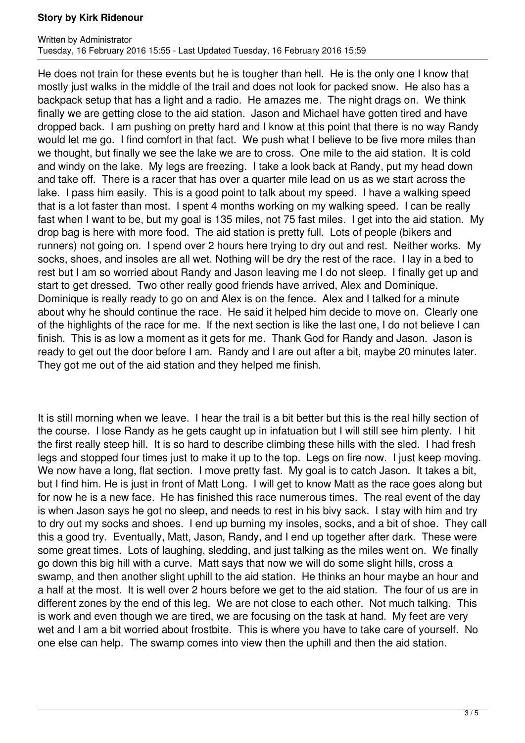He does not train for these events but he is tougher than hell. He is the only one I know that mostly just walks in the middle of the trail and does not look for packed snow. He also has a backpack setup that has a light and a radio. He amazes me. The night drags on. We think finally we are getting close to the aid station. Jason and Michael have gotten tired and have dropped back. I am pushing on pretty hard and I know at this point that there is no way Randy would let me go. I find comfort in that fact. We push what I believe to be five more miles than we thought, but finally we see the lake we are to cross. One mile to the aid station. It is cold and windy on the lake. My legs are freezing. I take a look back at Randy, put my head down and take off. There is a racer that has over a quarter mile lead on us as we start across the lake. I pass him easily. This is a good point to talk about my speed. I have a walking speed that is a lot faster than most. I spent 4 months working on my walking speed. I can be really fast when I want to be, but my goal is 135 miles, not 75 fast miles. I get into the aid station. My drop bag is here with more food. The aid station is pretty full. Lots of people (bikers and runners) not going on. I spend over 2 hours here trying to dry out and rest. Neither works. My socks, shoes, and insoles are all wet. Nothing will be dry the rest of the race. I lay in a bed to rest but I am so worried about Randy and Jason leaving me I do not sleep. I finally get up and start to get dressed. Two other really good friends have arrived, Alex and Dominique. Dominique is really ready to go on and Alex is on the fence. Alex and I talked for a minute about why he should continue the race. He said it helped him decide to move on. Clearly one of the highlights of the race for me. If the next section is like the last one, I do not believe I can finish. This is as low a moment as it gets for me. Thank God for Randy and Jason. Jason is ready to get out the door before I am. Randy and I are out after a bit, maybe 20 minutes later. They got me out of the aid station and they helped me finish.

It is still morning when we leave. I hear the trail is a bit better but this is the real hilly section of the course. I lose Randy as he gets caught up in infatuation but I will still see him plenty. I hit the first really steep hill. It is so hard to describe climbing these hills with the sled. I had fresh legs and stopped four times just to make it up to the top. Legs on fire now. I just keep moving. We now have a long, flat section. I move pretty fast. My goal is to catch Jason. It takes a bit, but I find him. He is just in front of Matt Long. I will get to know Matt as the race goes along but for now he is a new face. He has finished this race numerous times. The real event of the day is when Jason says he got no sleep, and needs to rest in his bivy sack. I stay with him and try to dry out my socks and shoes. I end up burning my insoles, socks, and a bit of shoe. They call this a good try. Eventually, Matt, Jason, Randy, and I end up together after dark. These were some great times. Lots of laughing, sledding, and just talking as the miles went on. We finally go down this big hill with a curve. Matt says that now we will do some slight hills, cross a swamp, and then another slight uphill to the aid station. He thinks an hour maybe an hour and a half at the most. It is well over 2 hours before we get to the aid station. The four of us are in different zones by the end of this leg. We are not close to each other. Not much talking. This is work and even though we are tired, we are focusing on the task at hand. My feet are very wet and I am a bit worried about frostbite. This is where you have to take care of yourself. No one else can help. The swamp comes into view then the uphill and then the aid station.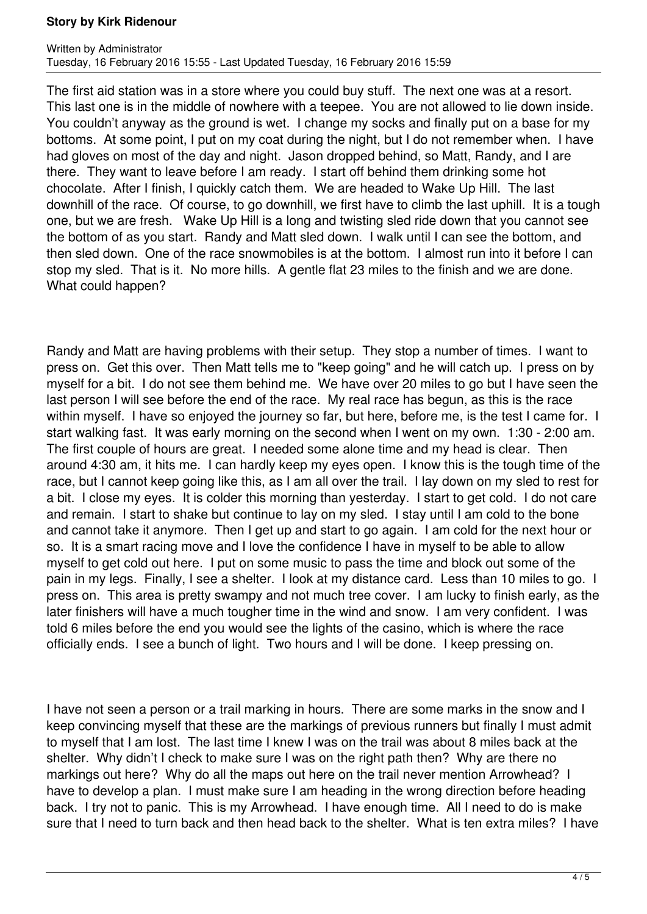The first aid station was in a store where you could buy stuff. The next one was at a resort. This last one is in the middle of nowhere with a teepee. You are not allowed to lie down inside. You couldn't anyway as the ground is wet. I change my socks and finally put on a base for my bottoms. At some point, I put on my coat during the night, but I do not remember when. I have had gloves on most of the day and night. Jason dropped behind, so Matt, Randy, and I are there. They want to leave before I am ready. I start off behind them drinking some hot chocolate. After I finish, I quickly catch them. We are headed to Wake Up Hill. The last downhill of the race. Of course, to go downhill, we first have to climb the last uphill. It is a tough one, but we are fresh. Wake Up Hill is a long and twisting sled ride down that you cannot see the bottom of as you start. Randy and Matt sled down. I walk until I can see the bottom, and then sled down. One of the race snowmobiles is at the bottom. I almost run into it before I can stop my sled. That is it. No more hills. A gentle flat 23 miles to the finish and we are done. What could happen?

Randy and Matt are having problems with their setup. They stop a number of times. I want to press on. Get this over. Then Matt tells me to "keep going" and he will catch up. I press on by myself for a bit. I do not see them behind me. We have over 20 miles to go but I have seen the last person I will see before the end of the race. My real race has begun, as this is the race within myself. I have so enjoyed the journey so far, but here, before me, is the test I came for. I start walking fast. It was early morning on the second when I went on my own. 1:30 - 2:00 am. The first couple of hours are great. I needed some alone time and my head is clear. Then around 4:30 am, it hits me. I can hardly keep my eyes open. I know this is the tough time of the race, but I cannot keep going like this, as I am all over the trail. I lay down on my sled to rest for a bit. I close my eyes. It is colder this morning than yesterday. I start to get cold. I do not care and remain. I start to shake but continue to lay on my sled. I stay until I am cold to the bone and cannot take it anymore. Then I get up and start to go again. I am cold for the next hour or so. It is a smart racing move and I love the confidence I have in myself to be able to allow myself to get cold out here. I put on some music to pass the time and block out some of the pain in my legs. Finally, I see a shelter. I look at my distance card. Less than 10 miles to go. I press on. This area is pretty swampy and not much tree cover. I am lucky to finish early, as the later finishers will have a much tougher time in the wind and snow. I am very confident. I was told 6 miles before the end you would see the lights of the casino, which is where the race officially ends. I see a bunch of light. Two hours and I will be done. I keep pressing on.

I have not seen a person or a trail marking in hours. There are some marks in the snow and I keep convincing myself that these are the markings of previous runners but finally I must admit to myself that I am lost. The last time I knew I was on the trail was about 8 miles back at the shelter. Why didn't I check to make sure I was on the right path then? Why are there no markings out here? Why do all the maps out here on the trail never mention Arrowhead? I have to develop a plan. I must make sure I am heading in the wrong direction before heading back. I try not to panic. This is my Arrowhead. I have enough time. All I need to do is make sure that I need to turn back and then head back to the shelter. What is ten extra miles? I have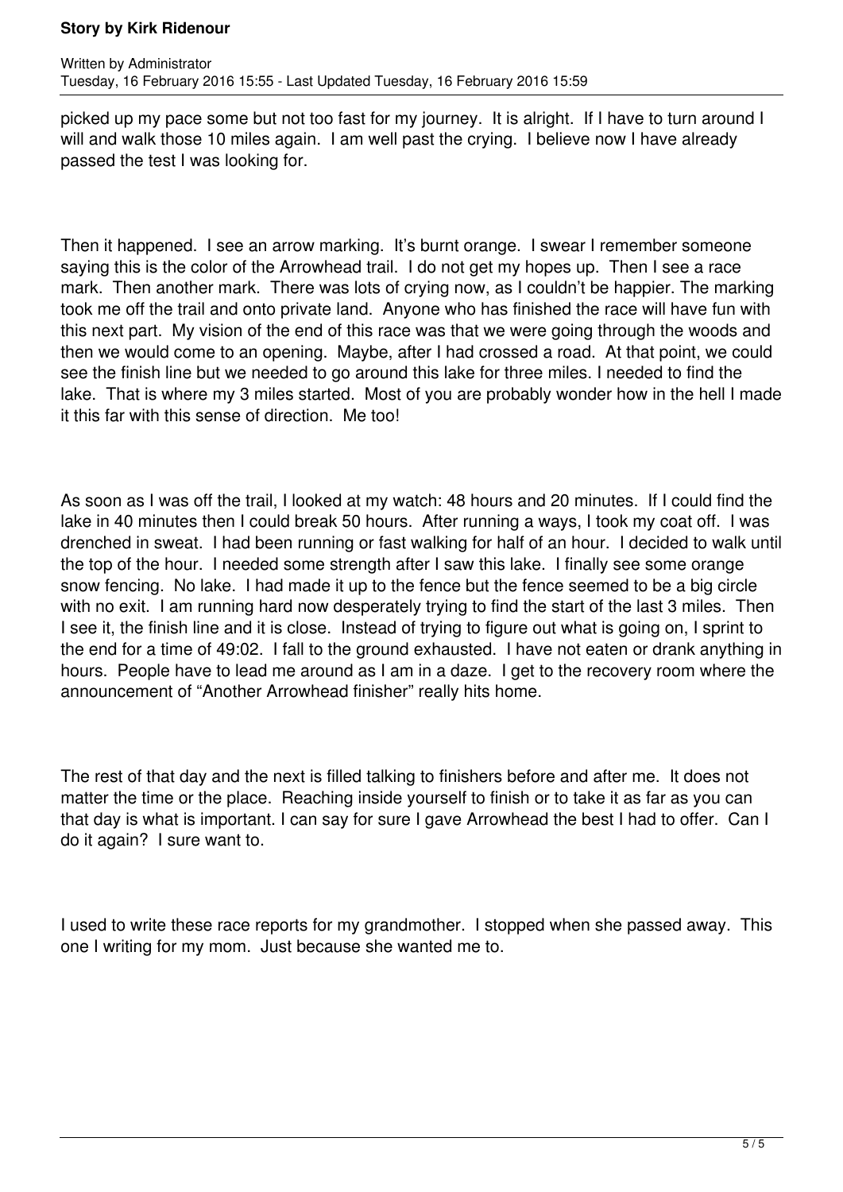picked up my pace some but not too fast for my journey. It is alright. If I have to turn around I will and walk those 10 miles again. I am well past the crying. I believe now I have already passed the test I was looking for.

Then it happened. I see an arrow marking. It's burnt orange. I swear I remember someone saying this is the color of the Arrowhead trail. I do not get my hopes up. Then I see a race mark. Then another mark. There was lots of crying now, as I couldn't be happier. The marking took me off the trail and onto private land. Anyone who has finished the race will have fun with this next part. My vision of the end of this race was that we were going through the woods and then we would come to an opening. Maybe, after I had crossed a road. At that point, we could see the finish line but we needed to go around this lake for three miles. I needed to find the lake. That is where my 3 miles started. Most of you are probably wonder how in the hell I made it this far with this sense of direction. Me too!

As soon as I was off the trail, I looked at my watch: 48 hours and 20 minutes. If I could find the lake in 40 minutes then I could break 50 hours. After running a ways, I took my coat off. I was drenched in sweat. I had been running or fast walking for half of an hour. I decided to walk until the top of the hour. I needed some strength after I saw this lake. I finally see some orange snow fencing. No lake. I had made it up to the fence but the fence seemed to be a big circle with no exit. I am running hard now desperately trying to find the start of the last 3 miles. Then I see it, the finish line and it is close. Instead of trying to figure out what is going on, I sprint to the end for a time of 49:02. I fall to the ground exhausted. I have not eaten or drank anything in hours. People have to lead me around as I am in a daze. I get to the recovery room where the announcement of "Another Arrowhead finisher" really hits home.

The rest of that day and the next is filled talking to finishers before and after me. It does not matter the time or the place. Reaching inside yourself to finish or to take it as far as you can that day is what is important. I can say for sure I gave Arrowhead the best I had to offer. Can I do it again? I sure want to.

I used to write these race reports for my grandmother. I stopped when she passed away. This one I writing for my mom. Just because she wanted me to.